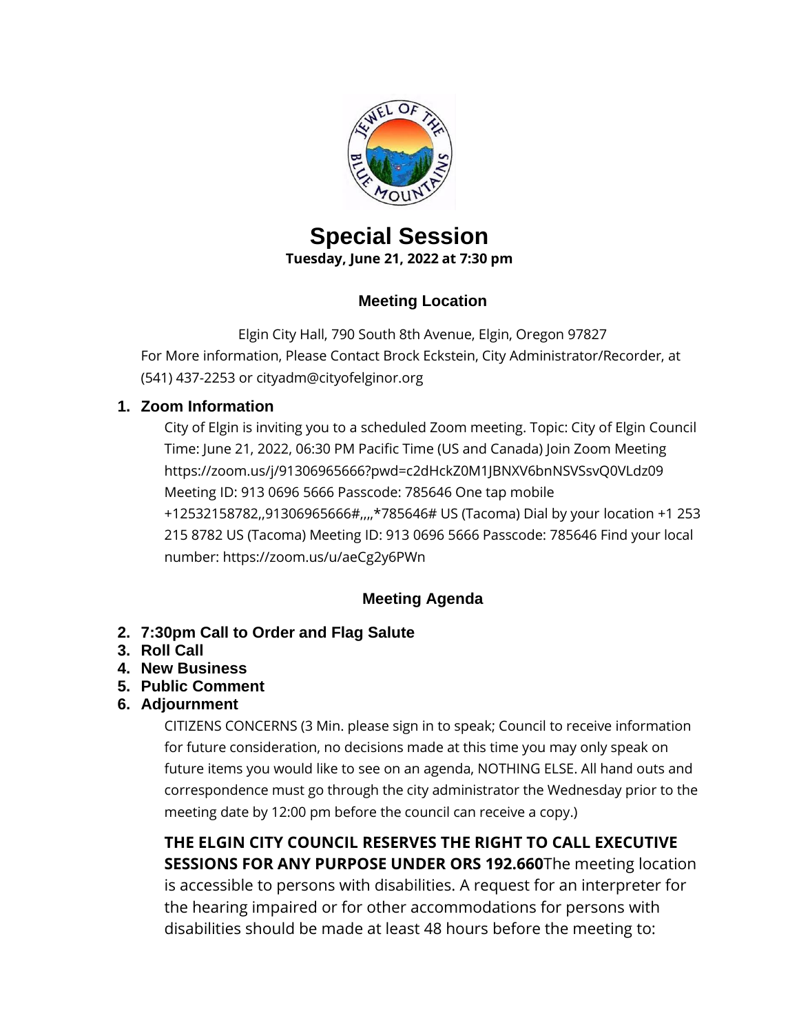# Special Session

**Tuesday, June 21, 2022 at 7:30 pm**

## Meeting Location

Elgin City Hall, 790 South 8th Avenue, Elgin, Oregon 97827

For More information, Please Contact Brock Eckstein, City Administrator/Recorder, at (541) 437-2253 or cityadm@cityofelginor.org

1. **Zoom Information**

   City of Elgin is inviting you to a scheduled Zoom meeting. Topic: City of Elgin Council Time: June 21, 2022, 06:30 PM Pacific Time (US and Canada) Join Zoom Meeting https://zoom.us/j/91306965666?pwd=c2dHckZ0M1JBNXV6bnNSVSsvQ0VLdz09 Meeting ID: 913 0696 5666 Passcode: 785646 One tap mobile +12532158782,,91306965666#,,,,*785646# US (Tacoma) Dial by your location +1 253 215 8782 US (Tacoma) Meeting ID: 913 0696 5666 Passcode: 785646 Find your local number: https://zoom.us/u/aeCg2y6PWn

## Meeting Agenda

2. **7:30pm Call to Order and Flag Salute**
3. **Roll Call**
4. **New Business**
5. **Public Comment**
6. **Adjournment**

   CITIZENS CONCERNS (3 Min. please sign in to speak; Council to receive information for future consideration, no decisions made at this time you may only speak on future items you would like to see on an agenda, NOTHING ELSE. All hand outs and correspondence must go through the city administrator the Wednesday prior to the meeting date by 12:00 pm before the council can receive a copy.)

   **THE ELGIN CITY COUNCIL RESERVES THE RIGHT TO CALL EXECUTIVE SESSIONS FOR ANY PURPOSE UNDER ORS 192.660**The meeting location is accessible to persons with disabilities. A request for an interpreter for the hearing impaired or for other accommodations for persons with disabilities should be made at least 48 hours before the meeting to: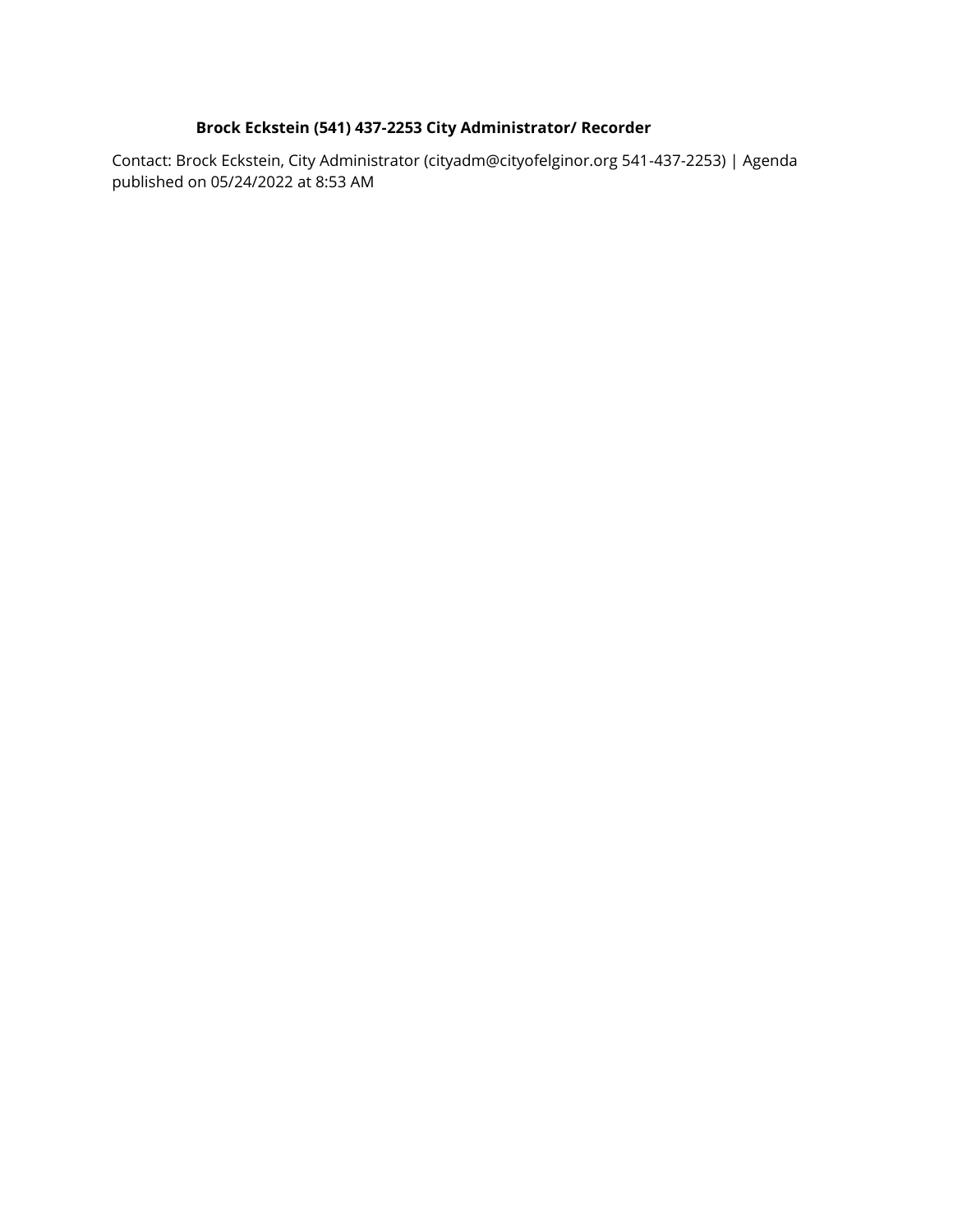**Brock Eckstein (541) 437-2253 City Administrator/ Recorder**

Contact: Brock Eckstein, City Administrator (cityadm@cityofelginor.org 541-437-2253) | Agenda published on 05/24/2022 at 8:53 AM